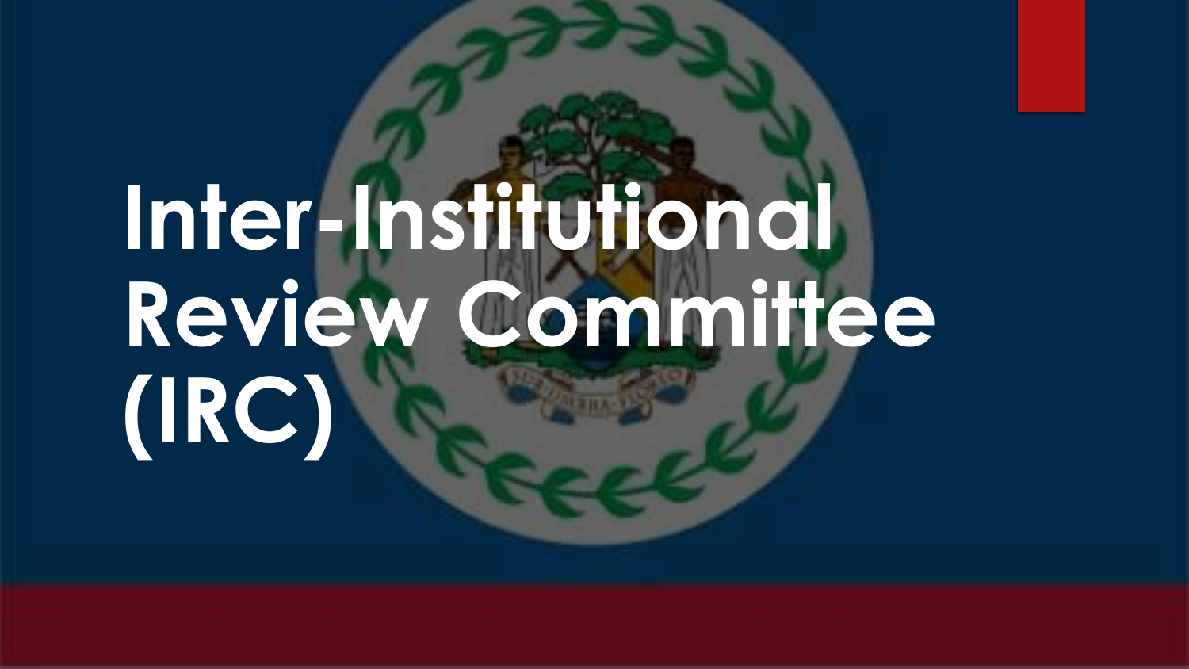# Inter-Institutional Review Committee (IRC)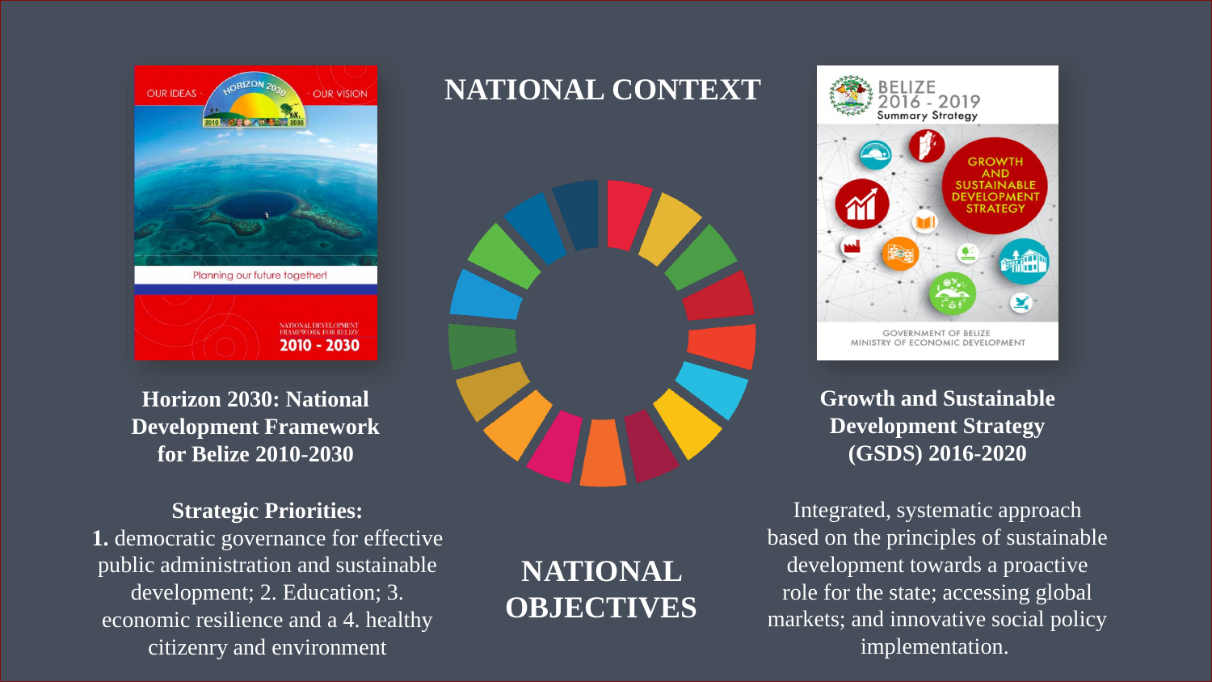# NATIONAL CONTEXT

**Horizon 2030: National Development Framework for Belize 2010-2030**

**Strategic Priorities:**
**1.** democratic governance for effective public administration and sustainable development; 2. Education; 3. economic resilience and a 4. healthy citizenry and environment

# NATIONAL OBJECTIVES

**Growth and Sustainable Development Strategy (GSDS) 2016-2020**

Integrated, systematic approach based on the principles of sustainable development towards a proactive role for the state; accessing global markets; and innovative social policy implementation.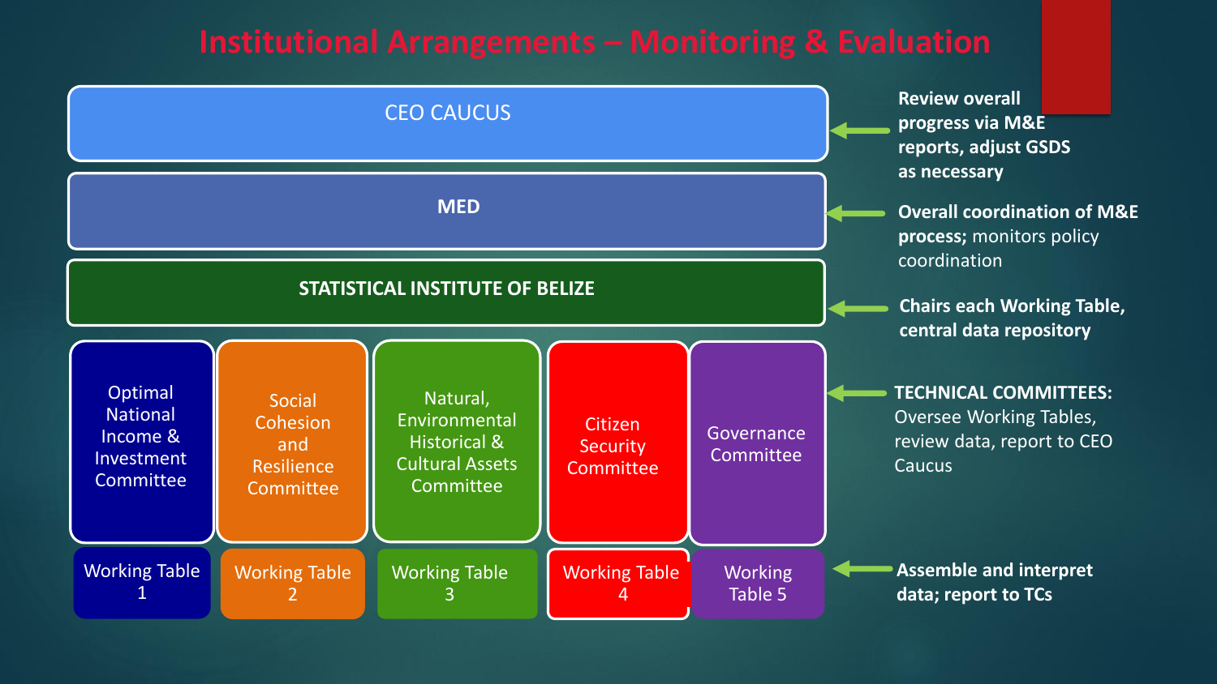# Institutional Arrangements – Monitoring & Evaluation

**CEO CAUCUS** ← **Review overall progress via M&E reports, adjust GSDS as necessary**

**MED** ← **Overall coordination of M&E process;** monitors policy coordination

**STATISTICAL INSTITUTE OF BELIZE** ← **Chairs each Working Table, central data repository**

| Optimal National Income & Investment Committee | Social Cohesion and Resilience Committee | Natural, Environmental Historical & Cultural Assets Committee | Citizen Security Committee | Governance Committee |
|---|---|---|---|---|
| Working Table 1 | Working Table 2 | Working Table 3 | Working Table 4 | Working Table 5 |

**TECHNICAL COMMITTEES:** Oversee Working Tables, review data, report to CEO Caucus

**Working Tables:** **Assemble and interpret data; report to TCs**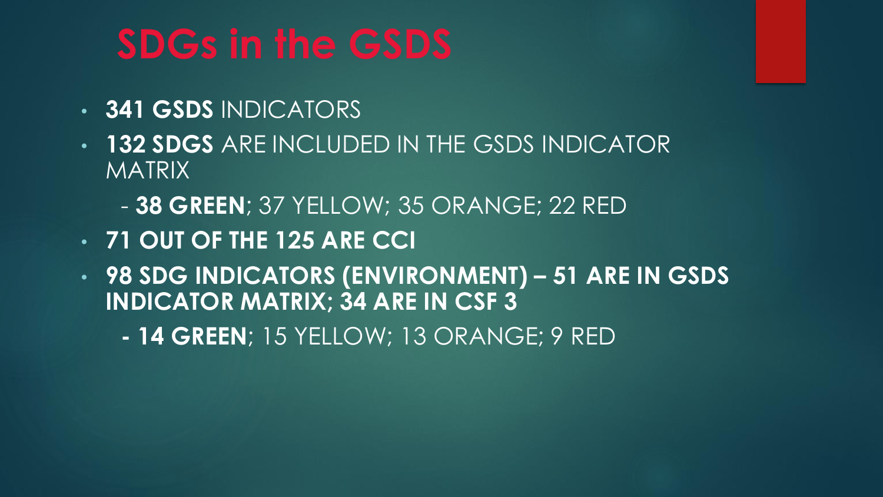# SDGs in the GSDS

- **341 GSDS** INDICATORS
- **132 SDGS** ARE INCLUDED IN THE GSDS INDICATOR MATRIX
  - **38 GREEN**; 37 YELLOW; 35 ORANGE; 22 RED
- **71 OUT OF THE 125 ARE CCI**
- **98 SDG INDICATORS (ENVIRONMENT) – 51 ARE IN GSDS INDICATOR MATRIX; 34 ARE IN CSF 3**
  - **14 GREEN**; 15 YELLOW; 13 ORANGE; 9 RED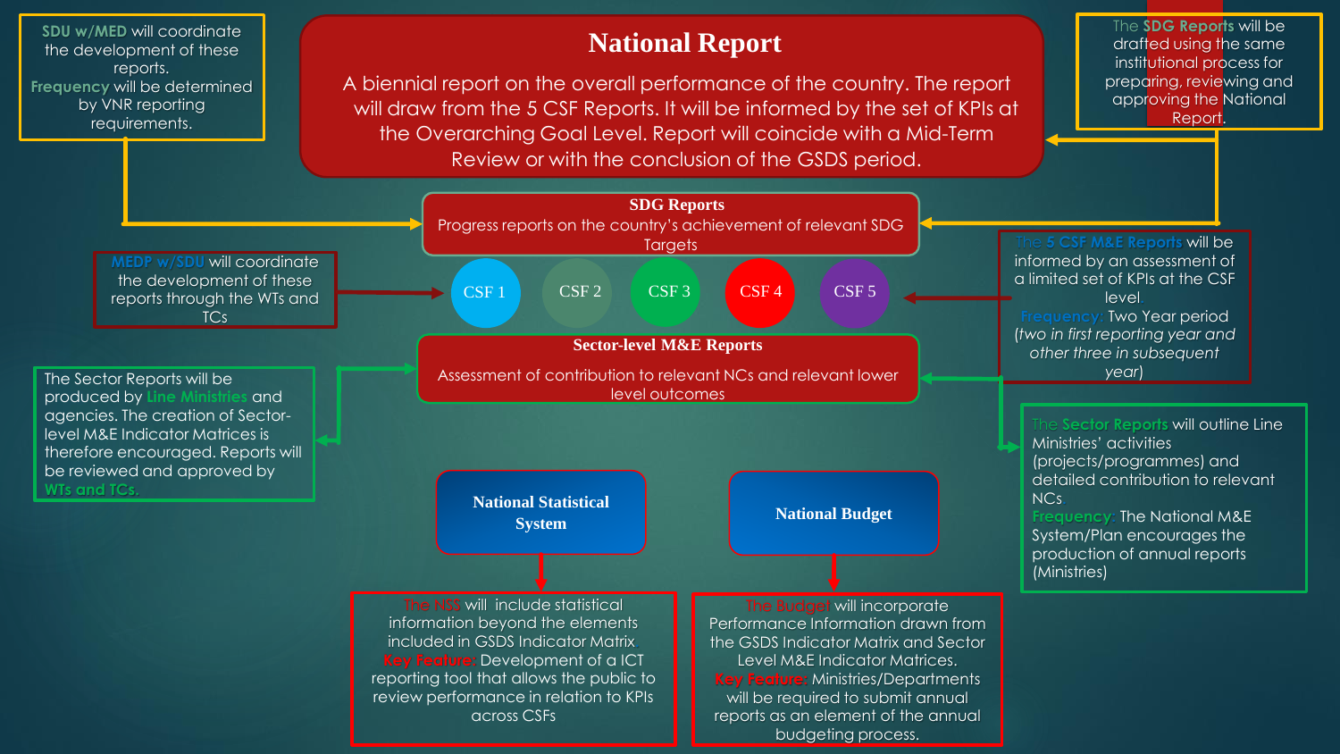# National Report

A biennial report on the overall performance of the country. The report will draw from the 5 CSF Reports. It will be informed by the set of KPIs at the Overarching Goal Level. Report will coincide with a Mid-Term Review or with the conclusion of the GSDS period.

**SDU w/MED** will coordinate the development of these reports. **Frequency** will be determined by VNR reporting requirements.

The **SDG Reports** will be drafted using the same institutional process for preparing, reviewing and approving the National Report.

## SDG Reports

Progress reports on the country's achievement of relevant SDG Targets

**MEDP w/SDU** will coordinate the development of these reports through the WTs and TCs

CSF 1 | CSF 2 | CSF 3 | CSF 4 | CSF 5

The **5 CSF M&E Reports** will be informed by an assessment of a limited set of KPIs at the CSF level. **Frequency:** Two Year period (*two in first reporting year and other three in subsequent year*)

## Sector-level M&E Reports

Assessment of contribution to relevant NCs and relevant lower level outcomes

The Sector Reports will be produced by **Line Ministries** and agencies. The creation of Sector-level M&E Indicator Matrices is therefore encouraged. Reports will be reviewed and approved by **WTs and TCs.**

The **Sector Reports** will outline Line Ministries' activities (projects/programmes) and detailed contribution to relevant NCs. **Frequency:** The National M&E System/Plan encourages the production of annual reports (Ministries)

## National Statistical System

**The NSS** will include statistical information beyond the elements included in GSDS Indicator Matrix. **Key Feature:** Development of a ICT reporting tool that allows the public to review performance in relation to KPIs across CSFs

## National Budget

**The Budget** will incorporate Performance Information drawn from the GSDS Indicator Matrix and Sector Level M&E Indicator Matrices. **Key Feature:** Ministries/Departments will be required to submit annual reports as an element of the annual budgeting process.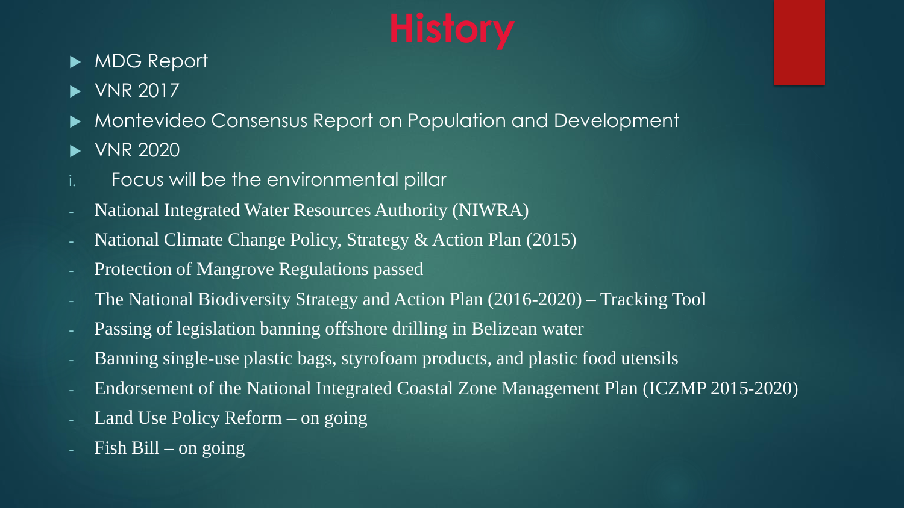# History

- MDG Report
- VNR 2017
- Montevideo Consensus Report on Population and Development
- VNR 2020

i. Focus will be the environmental pillar

- National Integrated Water Resources Authority (NIWRA)
- National Climate Change Policy, Strategy & Action Plan (2015)
- Protection of Mangrove Regulations passed
- The National Biodiversity Strategy and Action Plan (2016-2020) – Tracking Tool
- Passing of legislation banning offshore drilling in Belizean water
- Banning single-use plastic bags, styrofoam products, and plastic food utensils
- Endorsement of the National Integrated Coastal Zone Management Plan (ICZMP 2015-2020)
- Land Use Policy Reform – on going
- Fish Bill – on going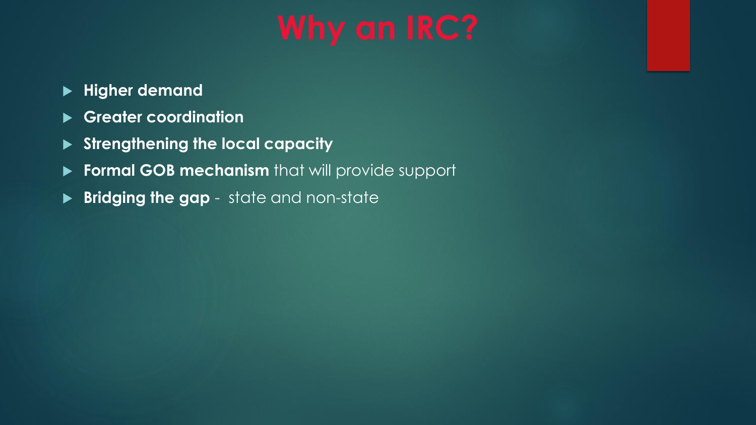# Why an IRC?

- **Higher demand**
- **Greater coordination**
- **Strengthening the local capacity**
- **Formal GOB mechanism** that will provide support
- **Bridging the gap** - state and non-state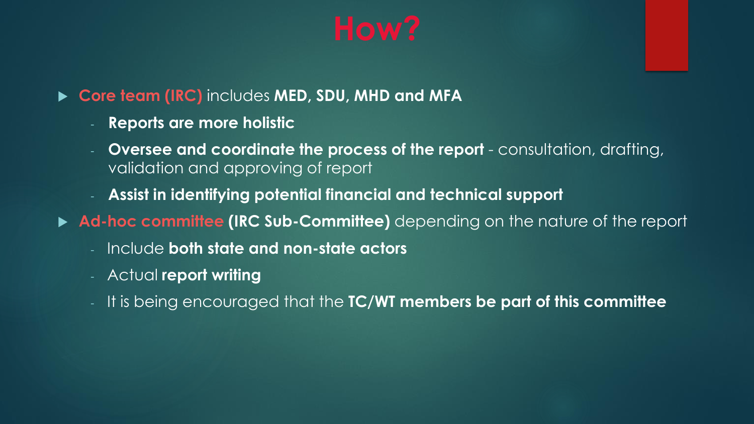# How?

- **Core team (IRC)** includes **MED, SDU, MHD and MFA**
  - **Reports are more holistic**
  - **Oversee and coordinate the process of the report** - consultation, drafting, validation and approving of report
  - **Assist in identifying potential financial and technical support**
- **Ad-hoc committee (IRC Sub-Committee)** depending on the nature of the report
  - Include **both state and non-state actors**
  - Actual **report writing**
  - It is being encouraged that the **TC/WT members be part of this committee**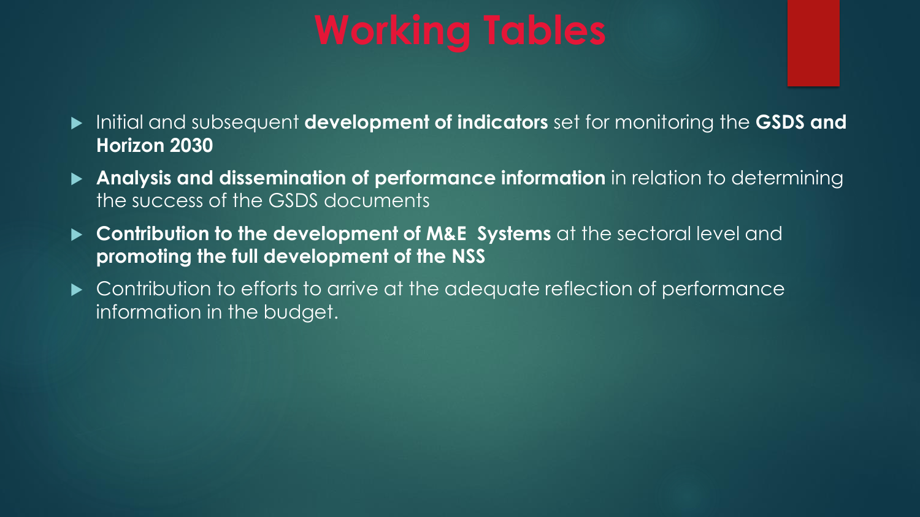# Working Tables

- Initial and subsequent **development of indicators** set for monitoring the **GSDS and Horizon 2030**
- **Analysis and dissemination of performance information** in relation to determining the success of the GSDS documents
- **Contribution to the development of M&E Systems** at the sectoral level and **promoting the full development of the NSS**
- Contribution to efforts to arrive at the adequate reflection of performance information in the budget.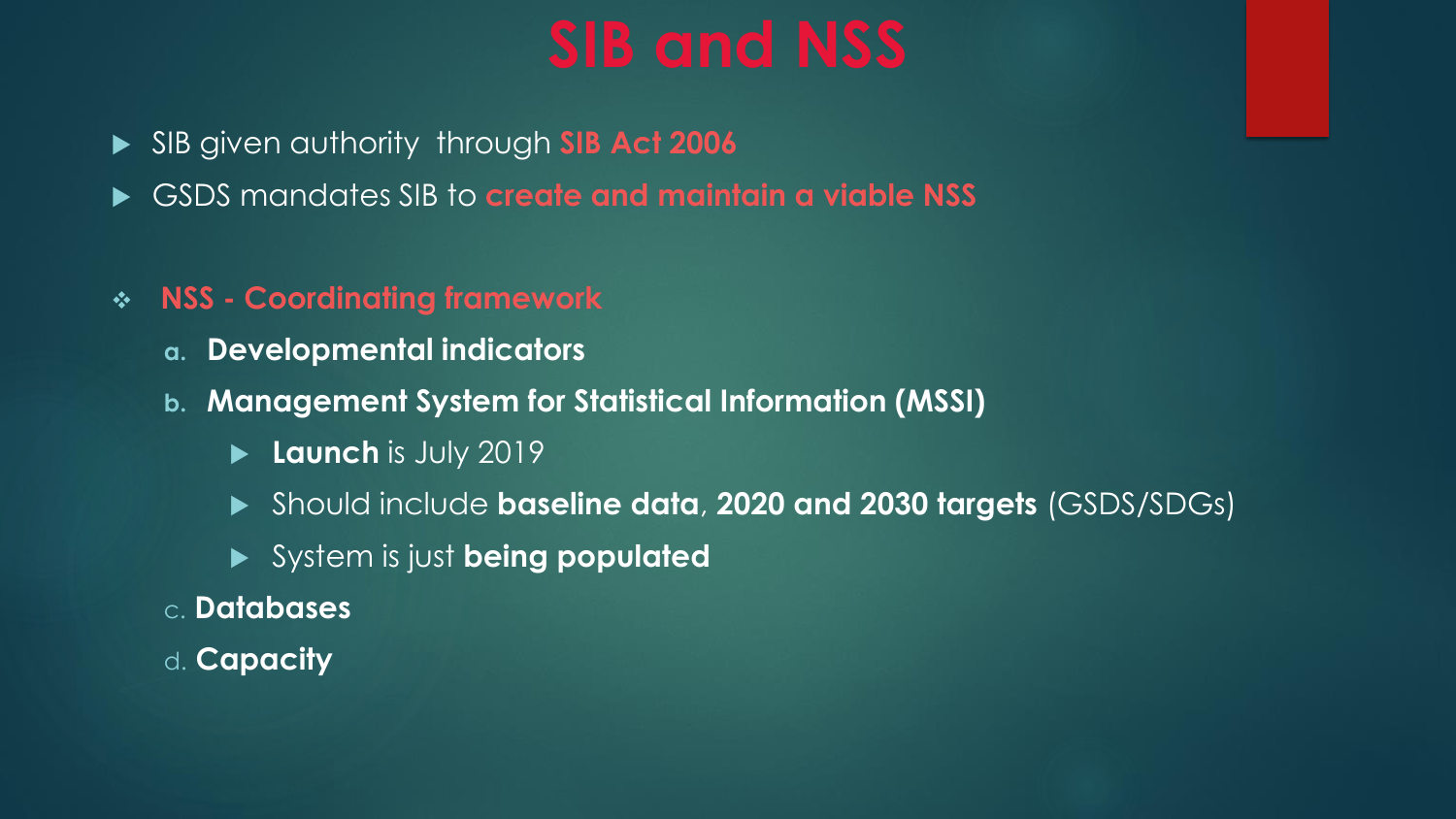# SIB and NSS

- SIB given authority through **SIB Act 2006**
- GSDS mandates SIB to **create and maintain a viable NSS**

- **NSS - Coordinating framework**
  a. **Developmental indicators**
  b. **Management System for Statistical Information (MSSI)**
     - **Launch** is July 2019
     - Should include **baseline data**, **2020 and 2030 targets** (GSDS/SDGs)
     - System is just **being populated**

  c. **Databases**
  d. **Capacity**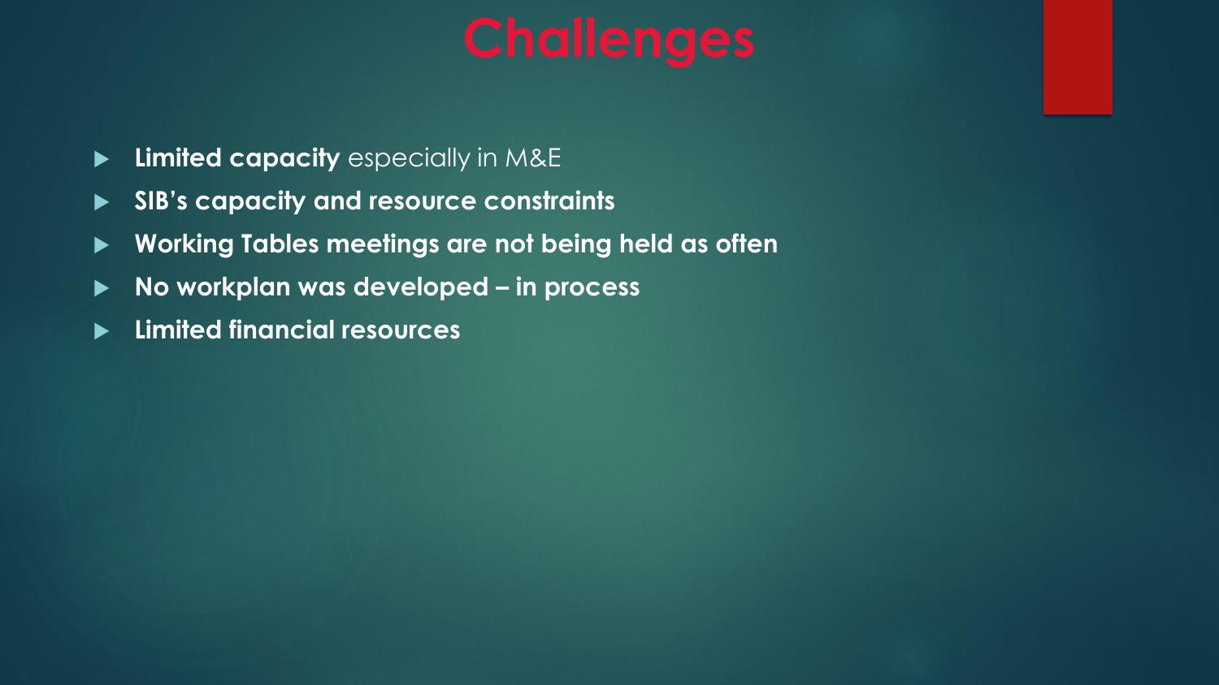# Challenges

- **Limited capacity** especially in M&E
- **SIB's capacity and resource constraints**
- **Working Tables meetings are not being held as often**
- **No workplan was developed – in process**
- **Limited financial resources**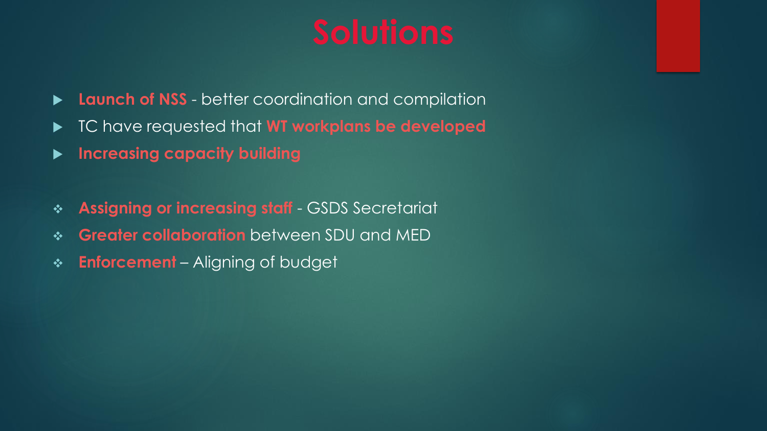# Solutions

- **Launch of NSS** - better coordination and compilation
- TC have requested that **WT workplans be developed**
- **Increasing capacity building**

- **Assigning or increasing staff** - GSDS Secretariat
- **Greater collaboration** between SDU and MED
- **Enforcement** – Aligning of budget